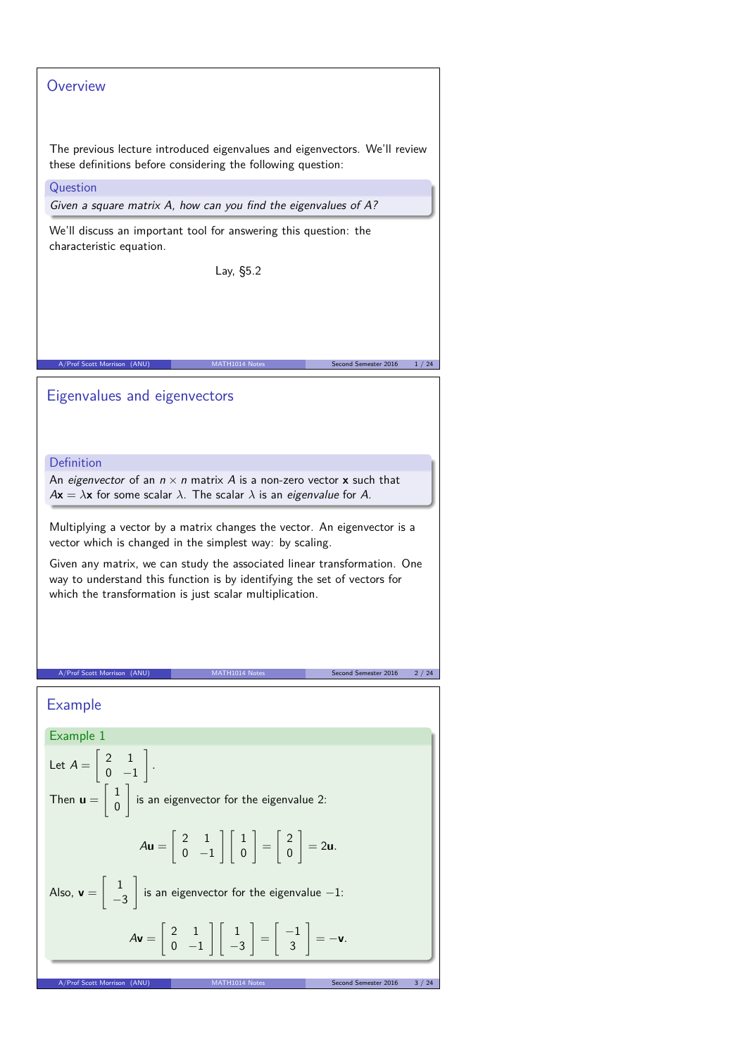## Overview

The previous lecture introduced eigenvalues and eigenvectors. We'll review these definitions before considering the following question:

**Question**

*Given a square matrix A, how can you find the eigenvalues of A?*

We'll discuss an important tool for answering this question: the characteristic equation.

Lay, §5.2

## Eigenvalues and eigenvectors

**Definition**

An *eigenvector* of an $n \times n$ matrix $A$ is a non-zero vector $\mathbf{x}$ such that $A\mathbf{x} = \lambda\mathbf{x}$ for some scalar $\lambda$. The scalar $\lambda$ is an *eigenvalue* for $A$.

Multiplying a vector by a matrix changes the vector. An eigenvector is a vector which is changed in the simplest way: by scaling.

Given any matrix, we can study the associated linear transformation. One way to understand this function is by identifying the set of vectors for which the transformation is just scalar multiplication.

## Example

**Example 1**

Let $A = \begin{bmatrix} 2 & 1 \\ 0 & -1 \end{bmatrix}$.

Then $\mathbf{u} = \begin{bmatrix} 1 \\ 0 \end{bmatrix}$ is an eigenvector for the eigenvalue 2:

$$A\mathbf{u} = \begin{bmatrix} 2 & 1 \\ 0 & -1 \end{bmatrix} \begin{bmatrix} 1 \\ 0 \end{bmatrix} = \begin{bmatrix} 2 \\ 0 \end{bmatrix} = 2\mathbf{u}.$$

Also, $\mathbf{v} = \begin{bmatrix} 1 \\ -3 \end{bmatrix}$ is an eigenvector for the eigenvalue $-1$:

$$A\mathbf{v} = \begin{bmatrix} 2 & 1 \\ 0 & -1 \end{bmatrix} \begin{bmatrix} 1 \\ -3 \end{bmatrix} = \begin{bmatrix} -1 \\ 3 \end{bmatrix} = -\mathbf{v}.$$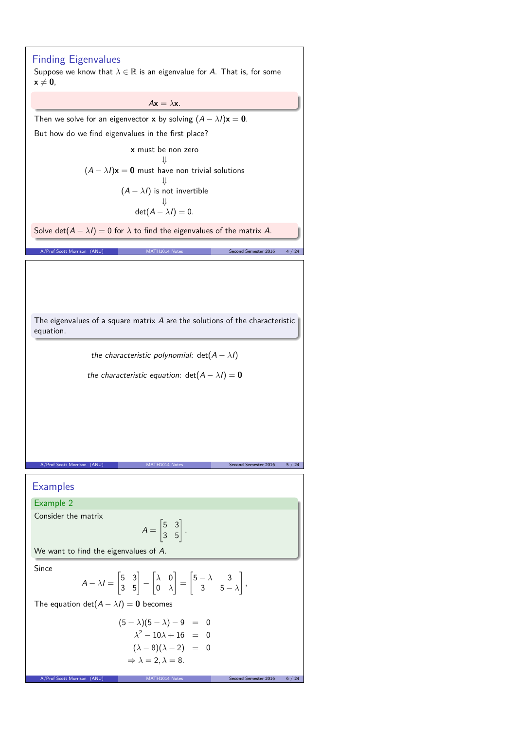## Finding Eigenvalues

Suppose we know that $\lambda \in \mathbb{R}$ is an eigenvalue for $A$. That is, for some $\mathbf{x} \neq \mathbf{0}$,

$$A\mathbf{x} = \lambda\mathbf{x}.$$

Then we solve for an eigenvector $\mathbf{x}$ by solving $(A - \lambda I)\mathbf{x} = \mathbf{0}$.

But how do we find eigenvalues in the first place?

$$\begin{gathered} \mathbf{x} \text{ must be non zero} \\ \Downarrow \\ (A - \lambda I)\mathbf{x} = \mathbf{0} \text{ must have non trivial solutions} \\ \Downarrow \\ (A - \lambda I) \text{ is not invertible} \\ \Downarrow \\ \det(A - \lambda I) = 0. \end{gathered}$$

Solve $\det(A - \lambda I) = 0$ for $\lambda$ to find the eigenvalues of the matrix $A$.

---

The eigenvalues of a square matrix $A$ are the solutions of the characteristic equation.

*the characteristic polynomial*: $\det(A - \lambda I)$

*the characteristic equation*: $\det(A - \lambda I) = \mathbf{0}$

---

## Examples

### Example 2

Consider the matrix

$$A = \begin{bmatrix} 5 & 3 \\ 3 & 5 \end{bmatrix}.$$

We want to find the eigenvalues of $A$.

Since

$$A - \lambda I = \begin{bmatrix} 5 & 3 \\ 3 & 5 \end{bmatrix} - \begin{bmatrix} \lambda & 0 \\ 0 & \lambda \end{bmatrix} = \begin{bmatrix} 5-\lambda & 3 \\ 3 & 5-\lambda \end{bmatrix},$$

The equation $\det(A - \lambda I) = \mathbf{0}$ becomes

$$\begin{aligned} (5-\lambda)(5-\lambda) - 9 &= 0 \\ \lambda^2 - 10\lambda + 16 &= 0 \\ (\lambda - 8)(\lambda - 2) &= 0 \\ \Rightarrow \lambda = 2, \lambda = 8. \end{aligned}$$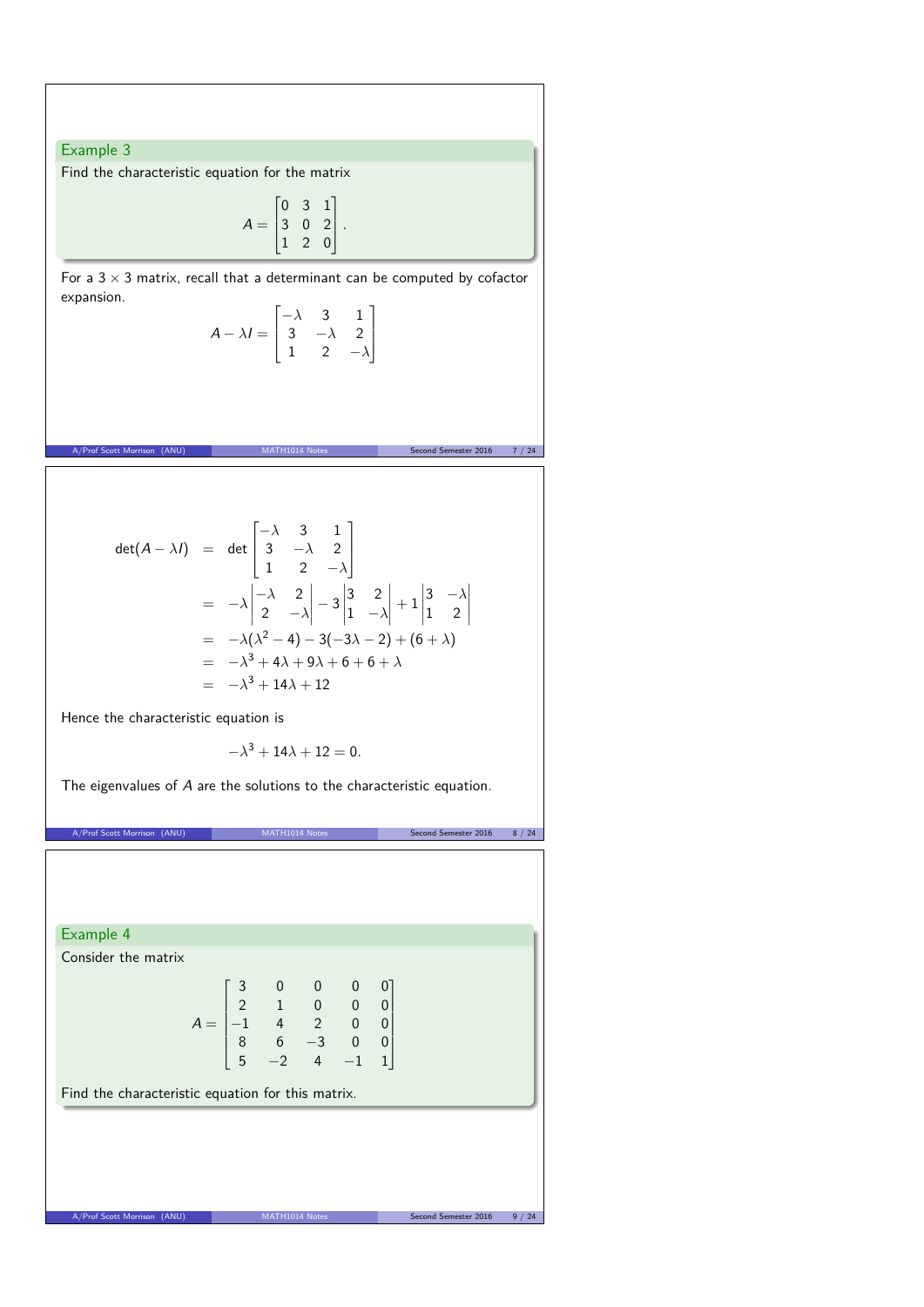## Example 3

Find the characteristic equation for the matrix

$$A = \begin{bmatrix} 0 & 3 & 1 \\ 3 & 0 & 2 \\ 1 & 2 & 0 \end{bmatrix}.$$

For a $3 \times 3$ matrix, recall that a determinant can be computed by cofactor expansion.

$$A - \lambda I = \begin{bmatrix} -\lambda & 3 & 1 \\ 3 & -\lambda & 2 \\ 1 & 2 & -\lambda \end{bmatrix}$$

$$\begin{aligned}
\det(A - \lambda I) &= \det \begin{bmatrix} -\lambda & 3 & 1 \\ 3 & -\lambda & 2 \\ 1 & 2 & -\lambda \end{bmatrix} \\
&= -\lambda \begin{vmatrix} -\lambda & 2 \\ 2 & -\lambda \end{vmatrix} - 3 \begin{vmatrix} 3 & 2 \\ 1 & -\lambda \end{vmatrix} + 1 \begin{vmatrix} 3 & -\lambda \\ 1 & 2 \end{vmatrix} \\
&= -\lambda(\lambda^2 - 4) - 3(-3\lambda - 2) + (6 + \lambda) \\
&= -\lambda^3 + 4\lambda + 9\lambda + 6 + 6 + \lambda \\
&= -\lambda^3 + 14\lambda + 12
\end{aligned}$$

Hence the characteristic equation is

$$-\lambda^3 + 14\lambda + 12 = 0.$$

The eigenvalues of $A$ are the solutions to the characteristic equation.

## Example 4

Consider the matrix

$$A = \begin{bmatrix} 3 & 0 & 0 & 0 & 0 \\ 2 & 1 & 0 & 0 & 0 \\ -1 & 4 & 2 & 0 & 0 \\ 8 & 6 & -3 & 0 & 0 \\ 5 & -2 & 4 & -1 & 1 \end{bmatrix}$$

Find the characteristic equation for this matrix.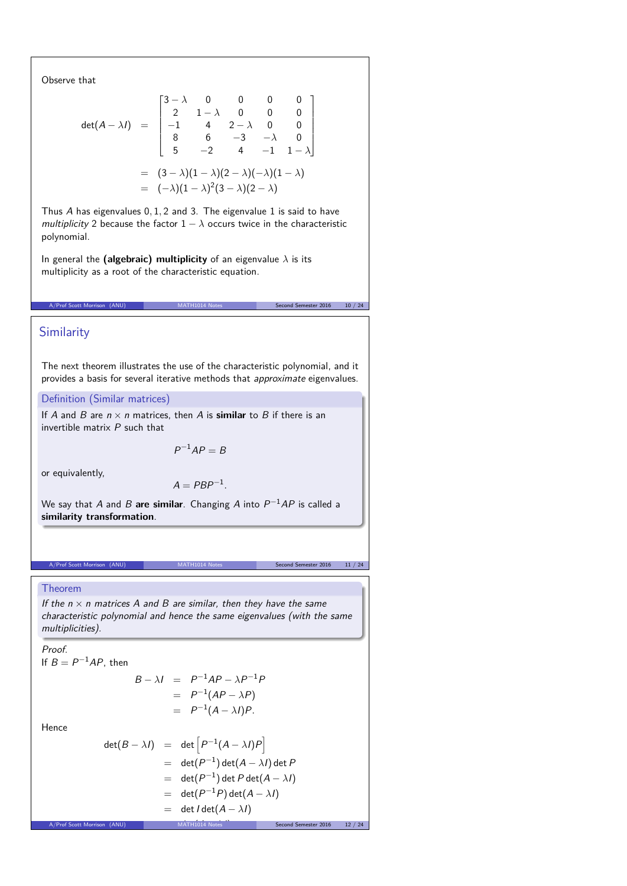Observe that

$$
\begin{aligned}
\det(A - \lambda I) &= \begin{vmatrix} 3-\lambda & 0 & 0 & 0 & 0 \\ 2 & 1-\lambda & 0 & 0 & 0 \\ -1 & 4 & 2-\lambda & 0 & 0 \\ 8 & 6 & -3 & -\lambda & 0 \\ 5 & -2 & 4 & -1 & 1-\lambda \end{vmatrix} \\
&= (3-\lambda)(1-\lambda)(2-\lambda)(-\lambda)(1-\lambda) \\
&= (-\lambda)(1-\lambda)^2(3-\lambda)(2-\lambda)
\end{aligned}
$$

Thus $A$ has eigenvalues $0, 1, 2$ and $3$. The eigenvalue 1 is said to have *multiplicity* 2 because the factor $1-\lambda$ occurs twice in the characteristic polynomial.

In general the **(algebraic) multiplicity** of an eigenvalue $\lambda$ is its multiplicity as a root of the characteristic equation.

## Similarity

The next theorem illustrates the use of the characteristic polynomial, and it provides a basis for several iterative methods that *approximate* eigenvalues.

### Definition (Similar matrices)

If $A$ and $B$ are $n \times n$ matrices, then $A$ is **similar** to $B$ if there is an invertible matrix $P$ such that

$$P^{-1}AP = B$$

or equivalently,

$$A = PBP^{-1}.$$

We say that $A$ and $B$ **are similar**. Changing $A$ into $P^{-1}AP$ is called a **similarity transformation**.

### Theorem

*If the $n \times n$ matrices $A$ and $B$ are similar, then they have the same characteristic polynomial and hence the same eigenvalues (with the same multiplicities).*

*Proof.*
If $B = P^{-1}AP$, then

$$
\begin{aligned}
B - \lambda I &= P^{-1}AP - \lambda P^{-1}P \\
&= P^{-1}(AP - \lambda P) \\
&= P^{-1}(A - \lambda I)P.
\end{aligned}
$$

Hence

$$
\begin{aligned}
\det(B - \lambda I) &= \det\left[P^{-1}(A - \lambda I)P\right] \\
&= \det(P^{-1})\det(A - \lambda I)\det P \\
&= \det(P^{-1})\det P \det(A - \lambda I) \\
&= \det(P^{-1}P)\det(A - \lambda I) \\
&= \det I \det(A - \lambda I)
\end{aligned}
$$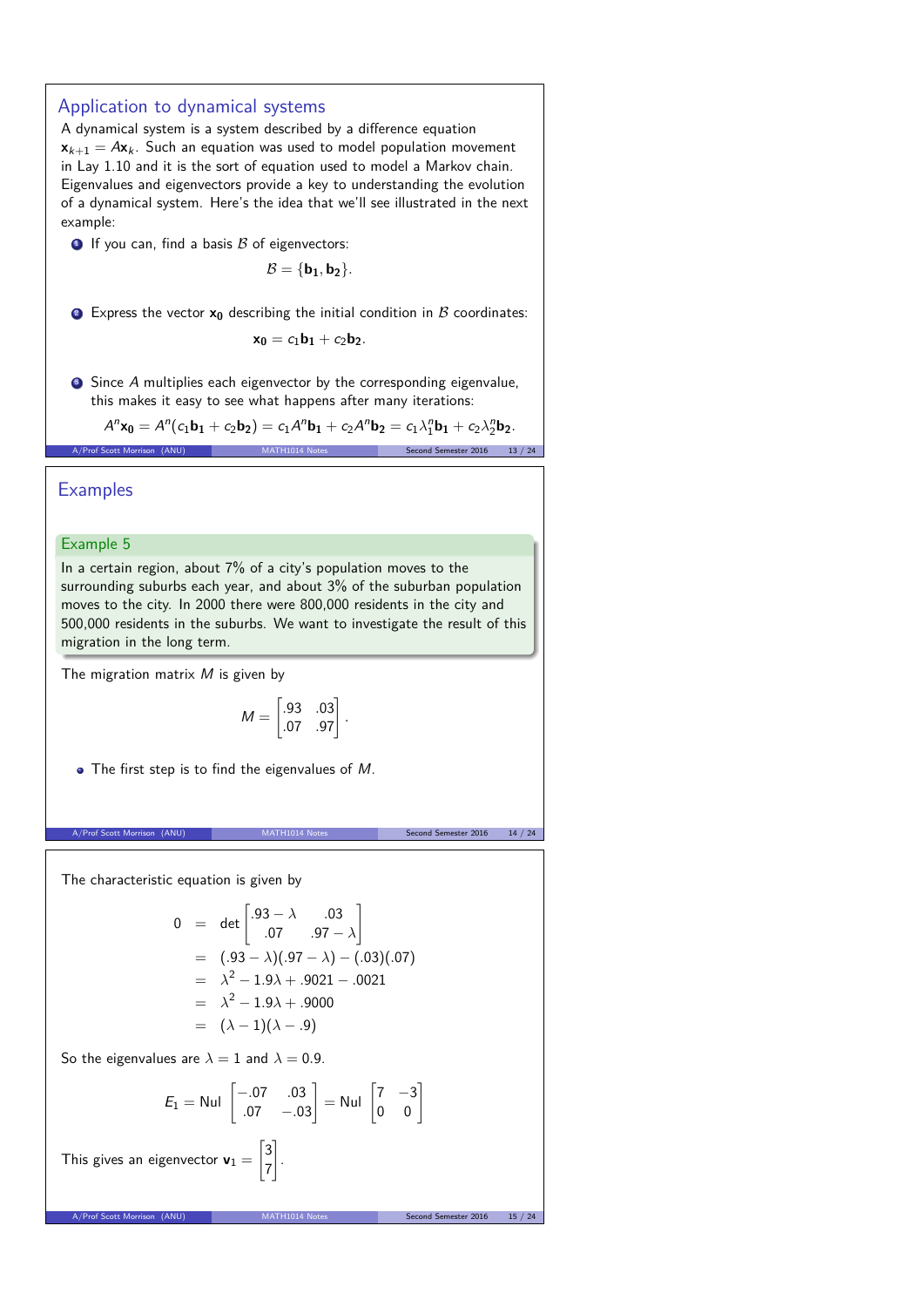## Application to dynamical systems

A dynamical system is a system described by a difference equation $\mathbf{x}_{k+1} = A\mathbf{x}_k$. Such an equation was used to model population movement in Lay 1.10 and it is the sort of equation used to model a Markov chain. Eigenvalues and eigenvectors provide a key to understanding the evolution of a dynamical system. Here's the idea that we'll see illustrated in the next example:

1. If you can, find a basis $\mathcal{B}$ of eigenvectors:
$$\mathcal{B} = \{\mathbf{b_1}, \mathbf{b_2}\}.$$

2. Express the vector $\mathbf{x_0}$ describing the initial condition in $\mathcal{B}$ coordinates:
$$\mathbf{x_0} = c_1\mathbf{b_1} + c_2\mathbf{b_2}.$$

3. Since $A$ multiplies each eigenvector by the corresponding eigenvalue, this makes it easy to see what happens after many iterations:
$$A^n\mathbf{x_0} = A^n(c_1\mathbf{b_1} + c_2\mathbf{b_2}) = c_1A^n\mathbf{b_1} + c_2A^n\mathbf{b_2} = c_1\lambda_1^n\mathbf{b_1} + c_2\lambda_2^n\mathbf{b_2}.$$

## Examples

**Example 5**

In a certain region, about 7% of a city's population moves to the surrounding suburbs each year, and about 3% of the suburban population moves to the city. In 2000 there were 800,000 residents in the city and 500,000 residents in the suburbs. We want to investigate the result of this migration in the long term.

The migration matrix $M$ is given by

$$M = \begin{bmatrix} .93 & .03 \\ .07 & .97 \end{bmatrix}.$$

- The first step is to find the eigenvalues of $M$.

The characteristic equation is given by

$$\begin{aligned} 0 &= \det \begin{bmatrix} .93 - \lambda & .03 \\ .07 & .97 - \lambda \end{bmatrix} \\ &= (.93 - \lambda)(.97 - \lambda) - (.03)(.07) \\ &= \lambda^2 - 1.9\lambda + .9021 - .0021 \\ &= \lambda^2 - 1.9\lambda + .9000 \\ &= (\lambda - 1)(\lambda - .9) \end{aligned}$$

So the eigenvalues are $\lambda = 1$ and $\lambda = 0.9$.

$$E_1 = \text{Nul} \begin{bmatrix} -.07 & .03 \\ .07 & -.03 \end{bmatrix} = \text{Nul} \begin{bmatrix} 7 & -3 \\ 0 & 0 \end{bmatrix}$$

This gives an eigenvector $\mathbf{v}_1 = \begin{bmatrix} 3 \\ 7 \end{bmatrix}$.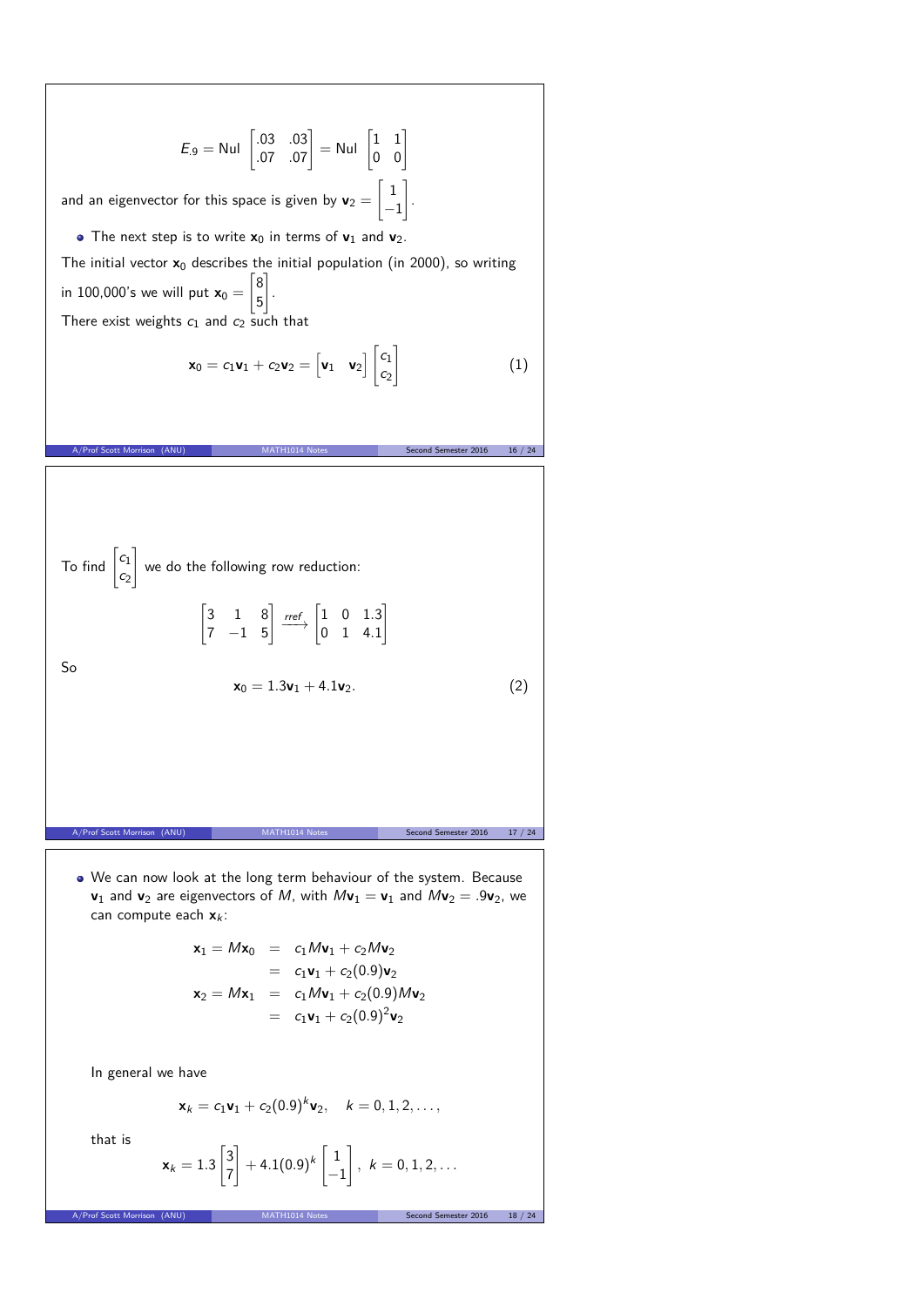$$E_{.9} = \text{Nul} \begin{bmatrix} .03 & .03 \\ .07 & .07 \end{bmatrix} = \text{Nul} \begin{bmatrix} 1 & 1 \\ 0 & 0 \end{bmatrix}$$

and an eigenvector for this space is given by $\mathbf{v}_2 = \begin{bmatrix} 1 \\ -1 \end{bmatrix}$.

- The next step is to write $\mathbf{x}_0$ in terms of $\mathbf{v}_1$ and $\mathbf{v}_2$.

The initial vector $\mathbf{x}_0$ describes the initial population (in 2000), so writing in 100,000's we will put $\mathbf{x}_0 = \begin{bmatrix} 8 \\ 5 \end{bmatrix}$.

There exist weights $c_1$ and $c_2$ such that

$$\mathbf{x}_0 = c_1\mathbf{v}_1 + c_2\mathbf{v}_2 = \begin{bmatrix} \mathbf{v}_1 & \mathbf{v}_2 \end{bmatrix} \begin{bmatrix} c_1 \\ c_2 \end{bmatrix} \tag{1}$$

To find $\begin{bmatrix} c_1 \\ c_2 \end{bmatrix}$ we do the following row reduction:

$$\begin{bmatrix} 3 & 1 & 8 \\ 7 & -1 & 5 \end{bmatrix} \xrightarrow{rref} \begin{bmatrix} 1 & 0 & 1.3 \\ 0 & 1 & 4.1 \end{bmatrix}$$

So

$$\mathbf{x}_0 = 1.3\mathbf{v}_1 + 4.1\mathbf{v}_2. \tag{2}$$

- We can now look at the long term behaviour of the system. Because $\mathbf{v}_1$ and $\mathbf{v}_2$ are eigenvectors of $M$, with $M\mathbf{v}_1 = \mathbf{v}_1$ and $M\mathbf{v}_2 = .9\mathbf{v}_2$, we can compute each $\mathbf{x}_k$:

$$\begin{aligned} \mathbf{x}_1 = M\mathbf{x}_0 &= c_1 M\mathbf{v}_1 + c_2 M\mathbf{v}_2 \\ &= c_1\mathbf{v}_1 + c_2(0.9)\mathbf{v}_2 \\ \mathbf{x}_2 = M\mathbf{x}_1 &= c_1 M\mathbf{v}_1 + c_2(0.9)M\mathbf{v}_2 \\ &= c_1\mathbf{v}_1 + c_2(0.9)^2\mathbf{v}_2 \end{aligned}$$

In general we have

$$\mathbf{x}_k = c_1\mathbf{v}_1 + c_2(0.9)^k\mathbf{v}_2, \quad k = 0, 1, 2, \ldots,$$

that is

$$\mathbf{x}_k = 1.3\begin{bmatrix} 3 \\ 7 \end{bmatrix} + 4.1(0.9)^k \begin{bmatrix} 1 \\ -1 \end{bmatrix}, \; k = 0, 1, 2, \ldots$$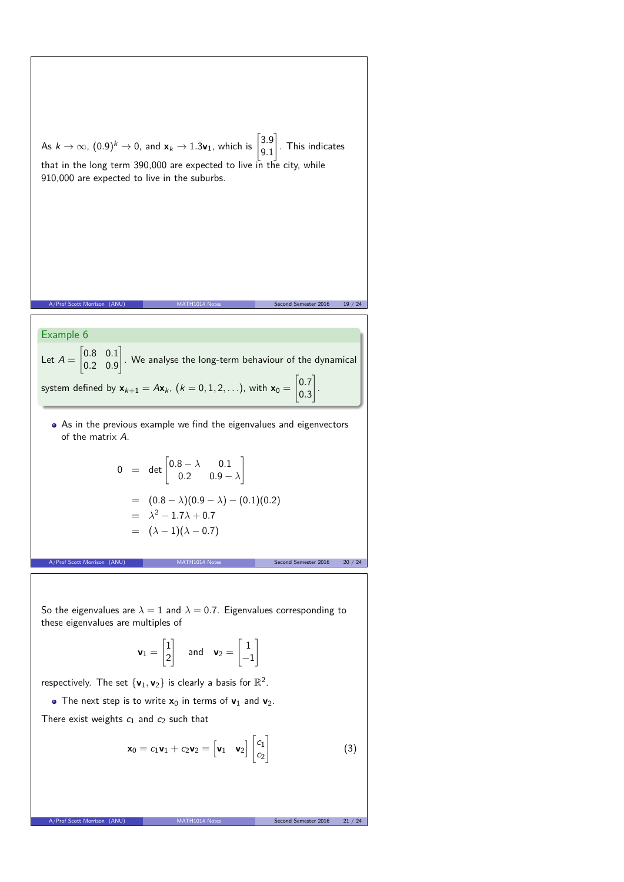As $k \to \infty$, $(0.9)^k \to 0$, and $\mathbf{x}_k \to 1.3\mathbf{v}_1$, which is $\begin{bmatrix} 3.9 \\ 9.1 \end{bmatrix}$. This indicates that in the long term 390,000 are expected to live in the city, while 910,000 are expected to live in the suburbs.

### Example 6

Let $A = \begin{bmatrix} 0.8 & 0.1 \\ 0.2 & 0.9 \end{bmatrix}$. We analyse the long-term behaviour of the dynamical system defined by $\mathbf{x}_{k+1} = A\mathbf{x}_k$, $(k = 0, 1, 2, \ldots)$, with $\mathbf{x}_0 = \begin{bmatrix} 0.7 \\ 0.3 \end{bmatrix}$.

- As in the previous example we find the eigenvalues and eigenvectors of the matrix $A$.

$$
\begin{aligned}
0 &= \det \begin{bmatrix} 0.8 - \lambda & 0.1 \\ 0.2 & 0.9 - \lambda \end{bmatrix} \\
&= (0.8 - \lambda)(0.9 - \lambda) - (0.1)(0.2) \\
&= \lambda^2 - 1.7\lambda + 0.7 \\
&= (\lambda - 1)(\lambda - 0.7)
\end{aligned}
$$

So the eigenvalues are $\lambda = 1$ and $\lambda = 0.7$. Eigenvalues corresponding to these eigenvalues are multiples of

$$
\mathbf{v}_1 = \begin{bmatrix} 1 \\ 2 \end{bmatrix} \quad \text{and} \quad \mathbf{v}_2 = \begin{bmatrix} 1 \\ -1 \end{bmatrix}
$$

respectively. The set $\{\mathbf{v}_1, \mathbf{v}_2\}$ is clearly a basis for $\mathbb{R}^2$.

- The next step is to write $\mathbf{x}_0$ in terms of $\mathbf{v}_1$ and $\mathbf{v}_2$.

There exist weights $c_1$ and $c_2$ such that

$$
\mathbf{x}_0 = c_1\mathbf{v}_1 + c_2\mathbf{v}_2 = \begin{bmatrix} \mathbf{v}_1 & \mathbf{v}_2 \end{bmatrix} \begin{bmatrix} c_1 \\ c_2 \end{bmatrix} \tag{3}
$$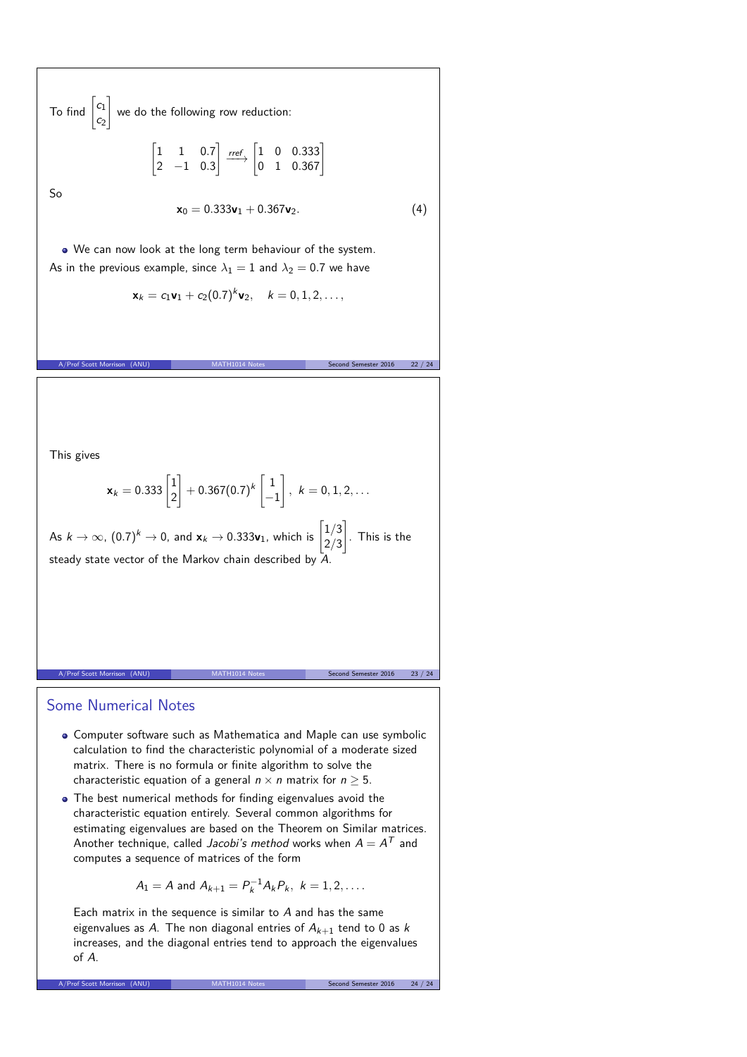To find $\begin{bmatrix} c_1 \\ c_2 \end{bmatrix}$ we do the following row reduction:

$$\begin{bmatrix} 1 & 1 & 0.7 \\ 2 & -1 & 0.3 \end{bmatrix} \xrightarrow{rref} \begin{bmatrix} 1 & 0 & 0.333 \\ 0 & 1 & 0.367 \end{bmatrix}$$

So

$$\mathbf{x}_0 = 0.333\mathbf{v}_1 + 0.367\mathbf{v}_2. \tag{4}$$

- We can now look at the long term behaviour of the system.

As in the previous example, since $\lambda_1 = 1$ and $\lambda_2 = 0.7$ we have

$$\mathbf{x}_k = c_1\mathbf{v}_1 + c_2(0.7)^k\mathbf{v}_2, \quad k = 0, 1, 2, \ldots,$$

This gives

$$\mathbf{x}_k = 0.333 \begin{bmatrix} 1 \\ 2 \end{bmatrix} + 0.367(0.7)^k \begin{bmatrix} 1 \\ -1 \end{bmatrix}, \ k = 0, 1, 2, \ldots$$

As $k \to \infty$, $(0.7)^k \to 0$, and $\mathbf{x}_k \to 0.333\mathbf{v}_1$, which is $\begin{bmatrix} 1/3 \\ 2/3 \end{bmatrix}$. This is the steady state vector of the Markov chain described by $A$.

## Some Numerical Notes

- Computer software such as Mathematica and Maple can use symbolic calculation to find the characteristic polynomial of a moderate sized matrix. There is no formula or finite algorithm to solve the characteristic equation of a general $n \times n$ matrix for $n \geq 5$.
- The best numerical methods for finding eigenvalues avoid the characteristic equation entirely. Several common algorithms for estimating eigenvalues are based on the Theorem on Similar matrices. Another technique, called *Jacobi's method* works when $A = A^T$ and computes a sequence of matrices of the form

$$A_1 = A \text{ and } A_{k+1} = P_k^{-1} A_k P_k, \ k = 1, 2, \ldots.$$

Each matrix in the sequence is similar to $A$ and has the same eigenvalues as $A$. The non diagonal entries of $A_{k+1}$ tend to 0 as $k$ increases, and the diagonal entries tend to approach the eigenvalues of $A$.